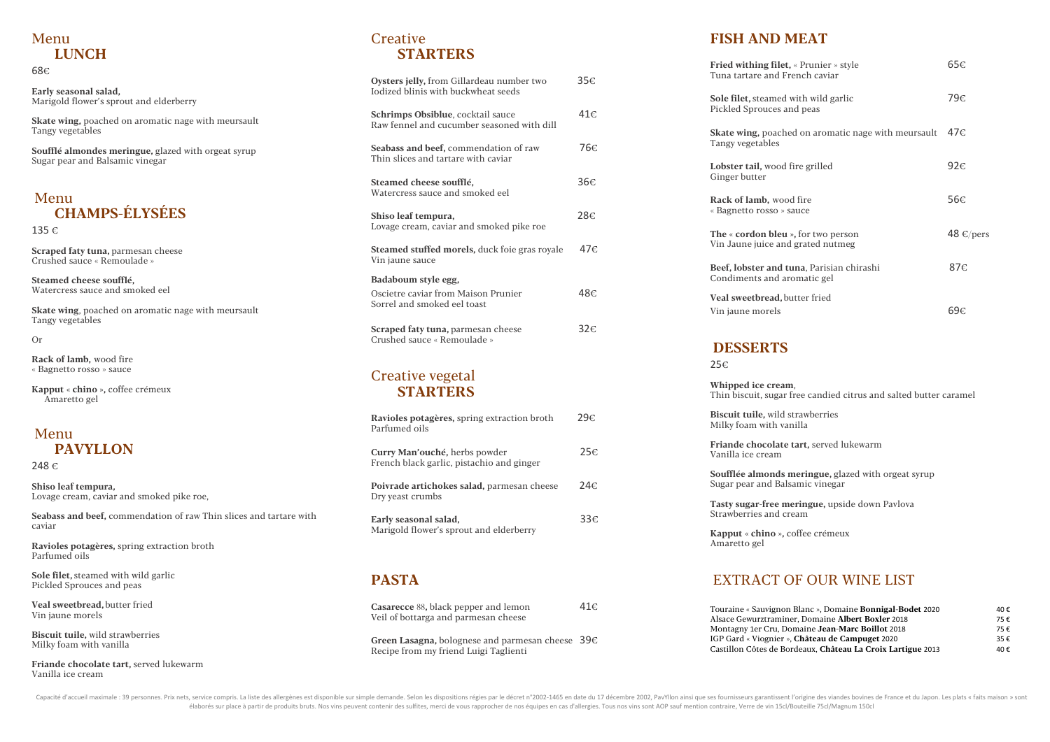# Menu LUNCH

68€

**Early seasonal salad,**
Marigold flower's sprout and elderberry

**Skate wing,** poached on aromatic nage with meursault
Tangy vegetables

**Soufflé almondes meringue,** glazed with orgeat syrup
Sugar pear and Balsamic vinegar

# Menu CHAMPS-ÉLYSÉES

135 €

**Scraped faty tuna,** parmesan cheese
Crushed sauce « Remoulade »

**Steamed cheese soufflé,**
Watercress sauce and smoked eel

**Skate wing**, poached on aromatic nage with meursault
Tangy vegetables

Or

**Rack of lamb,** wood fire
« Bagnetto rosso » sauce

**Kapput** « **chino** »**,** coffee crémeux
Amaretto gel

# Menu PAVYLLON

248 €

**Shiso leaf tempura,**
Lovage cream, caviar and smoked pike roe,

**Seabass and beef,** commendation of raw Thin slices and tartare with caviar

**Ravioles potagères,** spring extraction broth
Parfumed oils

**Sole filet,** steamed with wild garlic
Pickled Sprouces and peas

**Veal sweetbread,** butter fried
Vin jaune morels

**Biscuit tuile,** wild strawberries
Milky foam with vanilla

**Friande chocolate tart,** served lukewarm
Vanilla ice cream

# Creative STARTERS

| | |
|---|---|
| **Oysters jelly,** from Gillardeau number two<br>Iodized blinis with buckwheat seeds | 35€ |
| **Schrimps Obsiblue**, cocktail sauce<br>Raw fennel and cucumber seasoned with dill | 41€ |
| **Seabass and beef,** commendation of raw<br>Thin slices and tartare with caviar | 76€ |
| **Steamed cheese soufflé,**<br>Watercress sauce and smoked eel | 36€ |
| **Shiso leaf tempura,**<br>Lovage cream, caviar and smoked pike roe | 28€ |
| **Steamed stuffed morels,** duck foie gras royale<br>Vin jaune sauce | 47€ |
| **Badaboum style egg,**<br>Oscietre caviar from Maison Prunier<br>Sorrel and smoked eel toast | 48€ |
| **Scraped faty tuna,** parmesan cheese<br>Crushed sauce « Remoulade » | 32€ |

# Creative vegetal STARTERS

| | |
|---|---|
| **Ravioles potagères,** spring extraction broth<br>Parfumed oils | 29€ |
| **Curry Man'ouché,** herbs powder<br>French black garlic, pistachio and ginger | 25€ |
| **Poivrade artichokes salad,** parmesan cheese<br>Dry yeast crumbs | 24€ |
| **Early seasonal salad,**<br>Marigold flower's sprout and elderberry | 33€ |

# PASTA

| | |
|---|---|
| **Casarecce** 88**,** black pepper and lemon<br>Veil of bottarga and parmesan cheese | 41€ |
| **Green Lasagna,** bolognese and parmesan cheese<br>Recipe from my friend Luigi Taglienti | 39€ |

# FISH AND MEAT

| | |
|---|---|
| **Fried withing filet,** « Prunier » style<br>Tuna tartare and French caviar | 65€ |
| **Sole filet,** steamed with wild garlic<br>Pickled Sprouces and peas | 79€ |
| **Skate wing,** poached on aromatic nage with meursault<br>Tangy vegetables | 47€ |
| **Lobster tail,** wood fire grilled<br>Ginger butter | 92€ |
| **Rack of lamb,** wood fire<br>« Bagnetto rosso » sauce | 56€ |
| **The** « **cordon bleu** »**,** for two person<br>Vin Jaune juice and grated nutmeg | 48 €/pers |
| **Beef, lobster and tuna**, Parisian chirashi<br>Condiments and aromatic gel | 87€ |
| **Veal sweetbread,** butter fried<br>Vin jaune morels | 69€ |

# DESSERTS

25€

**Whipped ice cream**,
Thin biscuit, sugar free candied citrus and salted butter caramel

**Biscuit tuile,** wild strawberries
Milky foam with vanilla

**Friande chocolate tart,** served lukewarm
Vanilla ice cream

**Soufflée almonds meringue,** glazed with orgeat syrup
Sugar pear and Balsamic vinegar

**Tasty sugar-free meringue,** upside down Pavlova
Strawberries and cream

**Kapput** « **chino** »**,** coffee crémeux
Amaretto gel

# EXTRACT OF OUR WINE LIST

| | |
|---|---|
| Touraine « Sauvignon Blanc », Domaine **Bonnigal-Bodet** 2020 | 40 € |
| Alsace Gewurztraminer, Domaine **Albert Boxler** 2018 | 75 € |
| Montagny 1er Cru, Domaine **Jean-Marc Boillot** 2018 | 75 € |
| IGP Gard « Viognier », **Château de Campuget** 2020 | 35 € |
| Castillon Côtes de Bordeaux, **Château La Croix Lartigue** 2013 | 40 € |

Capacité d'accueil maximale : 39 personnes. Prix nets, service compris. La liste des allergènes est disponible sur simple demande. Selon les dispositions régies par le décret n°2002-1465 en date du 17 décembre 2002, PavYllon ainsi que ses fournisseurs garantissent l'origine des viandes bovines de France et du Japon. Les plats « faits maison » sont élaborés sur place à partir de produits bruts. Nos vins peuvent contenir des sulfites, merci de vous rapprocher de nos équipes en cas d'allergies. Tous nos vins sont AOP sauf mention contraire, Verre de vin 15cl/Bouteille 75cl/Magnum 150cl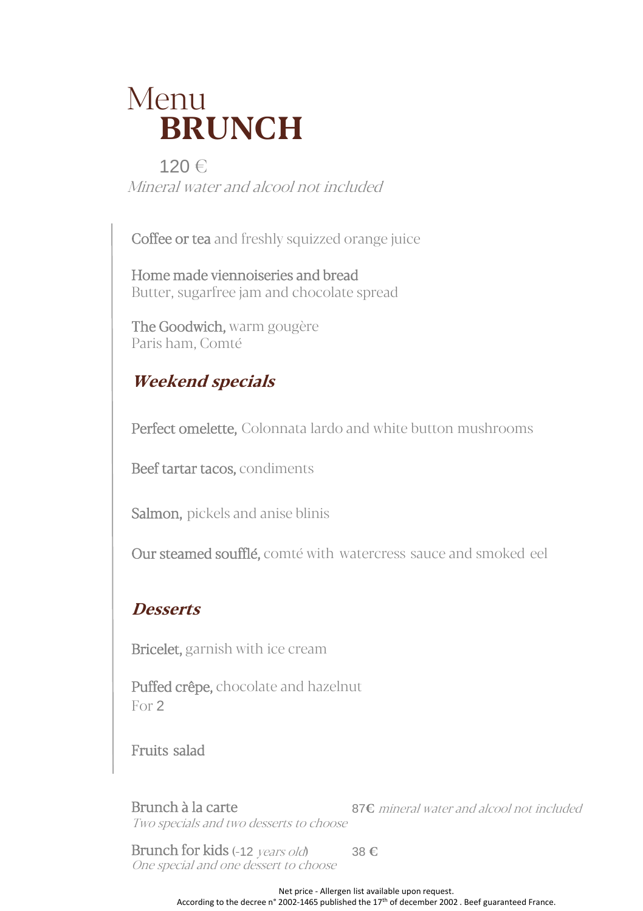# Menu
# BRUNCH

120 €

*Mineral water and alcool not included*

Coffee or tea and freshly squizzed orange juice

Home made viennoiseries and bread
Butter, sugarfree jam and chocolate spread

The Goodwich, warm gougère
Paris ham, Comté

## *Weekend specials*

Perfect omelette, Colonnata lardo and white button mushrooms

Beef tartar tacos, condiments

Salmon, pickels and anise blinis

Our steamed soufflé, comté with watercress sauce and smoked eel

## *Desserts*

Bricelet, garnish with ice cream

Puffed crêpe, chocolate and hazelnut
For 2

Fruits salad

Brunch à la carte — 87€ *mineral water and alcool not included*
*Two specials and two desserts to choose*

Brunch for kids (-12 *years old*) — 38 €
*One special and one dessert to choose*

Net price - Allergen list available upon request.
According to the decree n° 2002-1465 published the 17th of december 2002 . Beef guaranteed France.